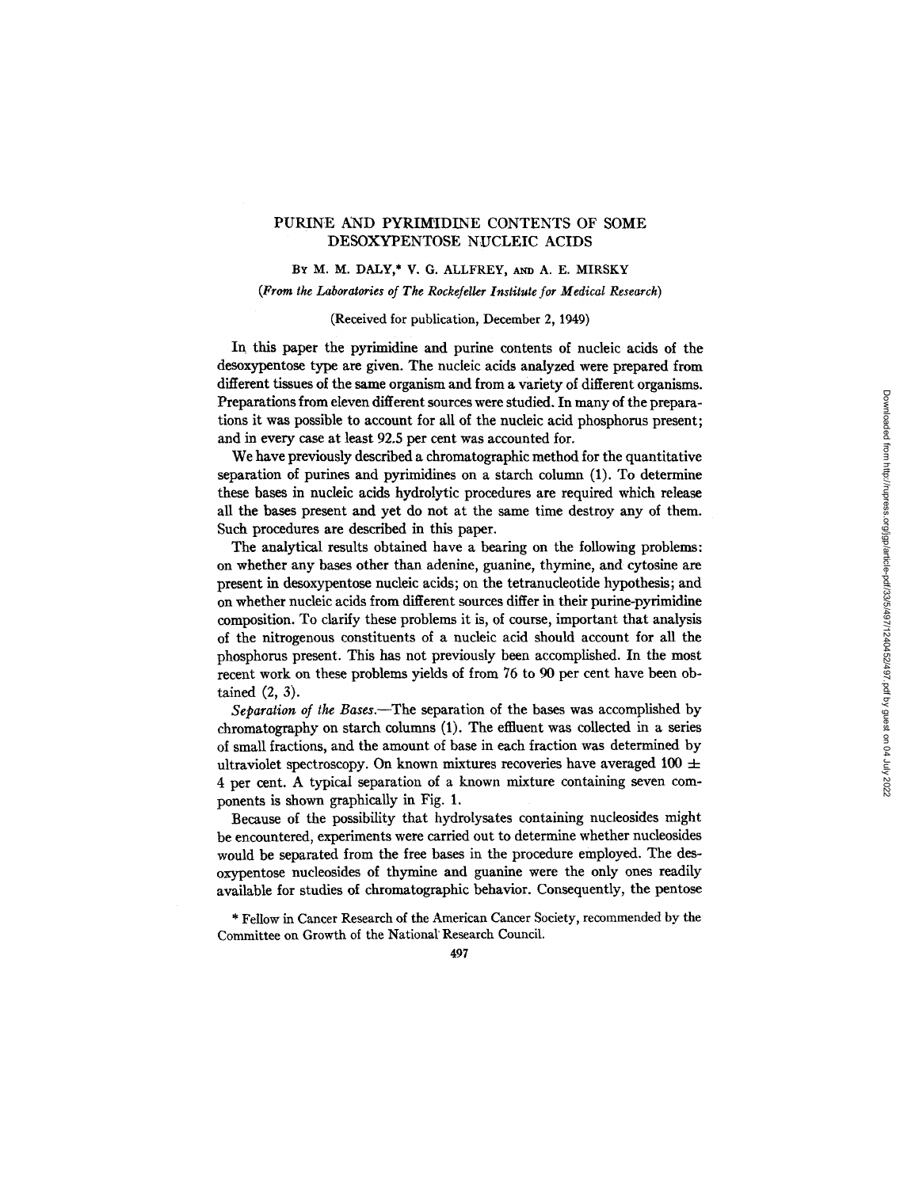# PURINE AND PYRIMIDINE CONTENTS OF SOME DESOXYPENTOSE NUCLEIC ACIDS

BY M. M. DALY,* V. G. ALLFREY, AND A. E. MIRSKY

*(From the Laboratories of The Rockefeller Institute for Medical Research)*

(Received for publication, December 2, 1949)

In this paper the pyrimidine and purine contents of nucleic acids of the desoxypentose type are given. The nucleic acids analyzed were prepared from different tissues of the same organism and from a variety of different organisms. Preparations from eleven different sources were studied. In many of the preparations it was possible to account for all of the nucleic acid phosphorus present; and in every case at least 92.5 per cent was accounted for.

We have previously described a chromatographic method for the quantitative separation of purines and pyrimidines on a starch column (1). To determine these bases in nucleic acids hydrolytic procedures are required which release all the bases present and yet do not at the same time destroy any of them. Such procedures are described in this paper.

The analytical results obtained have a bearing on the following problems: on whether any bases other than adenine, guanine, thymine, and cytosine are present in desoxypentose nucleic acids; on the tetranucleotide hypothesis; and on whether nucleic acids from different sources differ in their purine-pyrimidine composition. To clarify these problems it is, of course, important that analysis of the nitrogenous constituents of a nucleic acid should account for all the phosphorus present. This has not previously been accomplished. In the most recent work on these problems yields of from 76 to 90 per cent have been obtained (2, 3).

*Separation of the Bases.*—The separation of the bases was accomplished by chromatography on starch columns (1). The effluent was collected in a series of small fractions, and the amount of base in each fraction was determined by ultraviolet spectroscopy. On known mixtures recoveries have averaged 100 ± 4 per cent. A typical separation of a known mixture containing seven components is shown graphically in Fig. 1.

Because of the possibility that hydrolysates containing nucleosides might be encountered, experiments were carried out to determine whether nucleosides would be separated from the free bases in the procedure employed. The desoxypentose nucleosides of thymine and guanine were the only ones readily available for studies of chromatographic behavior. Consequently, the pentose

* Fellow in Cancer Research of the American Cancer Society, recommended by the Committee on Growth of the National Research Council.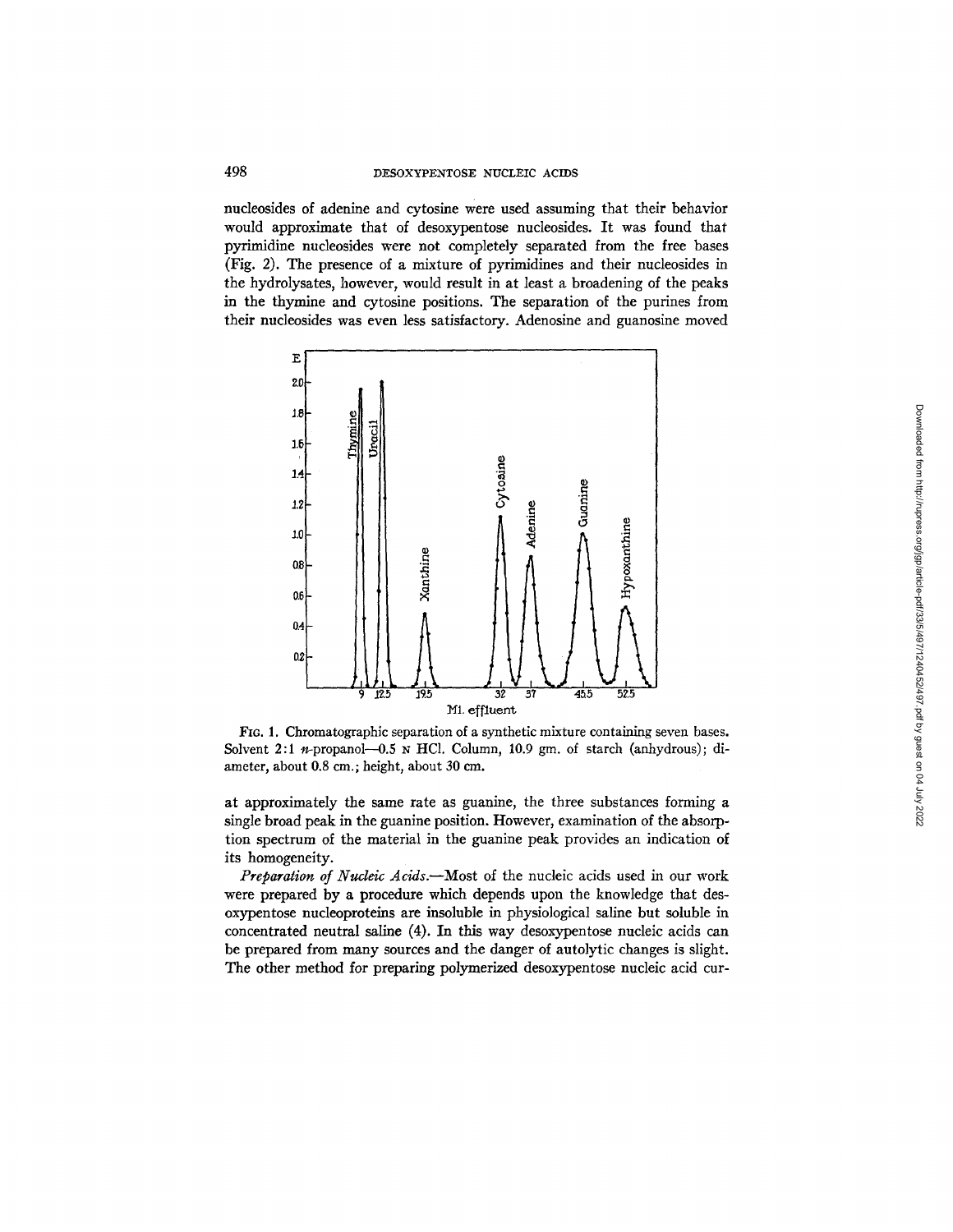nucleosides of adenine and cytosine were used assuming that their behavior would approximate that of desoxypentose nucleosides. It was found that pyrimidine nucleosides were not completely separated from the free bases (Fig. 2). The presence of a mixture of pyrimidines and their nucleosides in the hydrolysates, however, would result in at least a broadening of the peaks in the thymine and cytosine positions. The separation of the purines from their nucleosides was even less satisfactory. Adenosine and guanosine moved

FIG. 1. Chromatographic separation of a synthetic mixture containing seven bases. Solvent 2:1 *n*-propanol—0.5 N HCl. Column, 10.9 gm. of starch (anhydrous); diameter, about 0.8 cm.; height, about 30 cm.

at approximately the same rate as guanine, the three substances forming a single broad peak in the guanine position. However, examination of the absorption spectrum of the material in the guanine peak provides an indication of its homogeneity.

*Preparation of Nucleic Acids.*—Most of the nucleic acids used in our work were prepared by a procedure which depends upon the knowledge that desoxypentose nucleoproteins are insoluble in physiological saline but soluble in concentrated neutral saline (4). In this way desoxypentose nucleic acids can be prepared from many sources and the danger of autolytic changes is slight. The other method for preparing polymerized desoxypentose nucleic acid cur-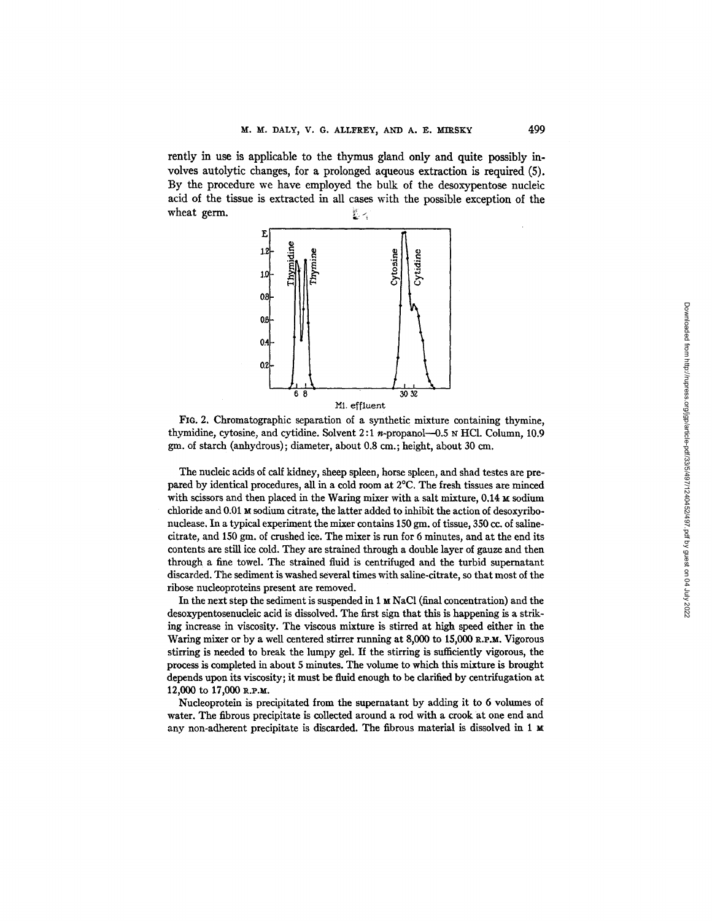rently in use is applicable to the thymus gland only and quite possibly involves autolytic changes, for a prolonged aqueous extraction is required (5). By the procedure we have employed the bulk of the desoxypentose nucleic acid of the tissue is extracted in all cases with the possible exception of the wheat germ.

FIG. 2. Chromatographic separation of a synthetic mixture containing thymine, thymidine, cytosine, and cytidine. Solvent 2:1 *n*-propanol—0.5 N HCl. Column, 10.9 gm. of starch (anhydrous); diameter, about 0.8 cm.; height, about 30 cm.

The nucleic acids of calf kidney, sheep spleen, horse spleen, and shad testes are prepared by identical procedures, all in a cold room at 2°C. The fresh tissues are minced with scissors and then placed in the Waring mixer with a salt mixture, 0.14 M sodium chloride and 0.01 M sodium citrate, the latter added to inhibit the action of desoxyribonuclease. In a typical experiment the mixer contains 150 gm. of tissue, 350 cc. of saline-citrate, and 150 gm. of crushed ice. The mixer is run for 6 minutes, and at the end its contents are still ice cold. They are strained through a double layer of gauze and then through a fine towel. The strained fluid is centrifuged and the turbid supernatant discarded. The sediment is washed several times with saline-citrate, so that most of the ribose nucleoproteins present are removed.

In the next step the sediment is suspended in 1 M NaCl (final concentration) and the desoxypentosenucleic acid is dissolved. The first sign that this is happening is a striking increase in viscosity. The viscous mixture is stirred at high speed either in the Waring mixer or by a well centered stirrer running at 8,000 to 15,000 R.P.M. Vigorous stirring is needed to break the lumpy gel. If the stirring is sufficiently vigorous, the process is completed in about 5 minutes. The volume to which this mixture is brought depends upon its viscosity; it must be fluid enough to be clarified by centrifugation at 12,000 to 17,000 R.P.M.

Nucleoprotein is precipitated from the supernatant by adding it to 6 volumes of water. The fibrous precipitate is collected around a rod with a crook at one end and any non-adherent precipitate is discarded. The fibrous material is dissolved in 1 M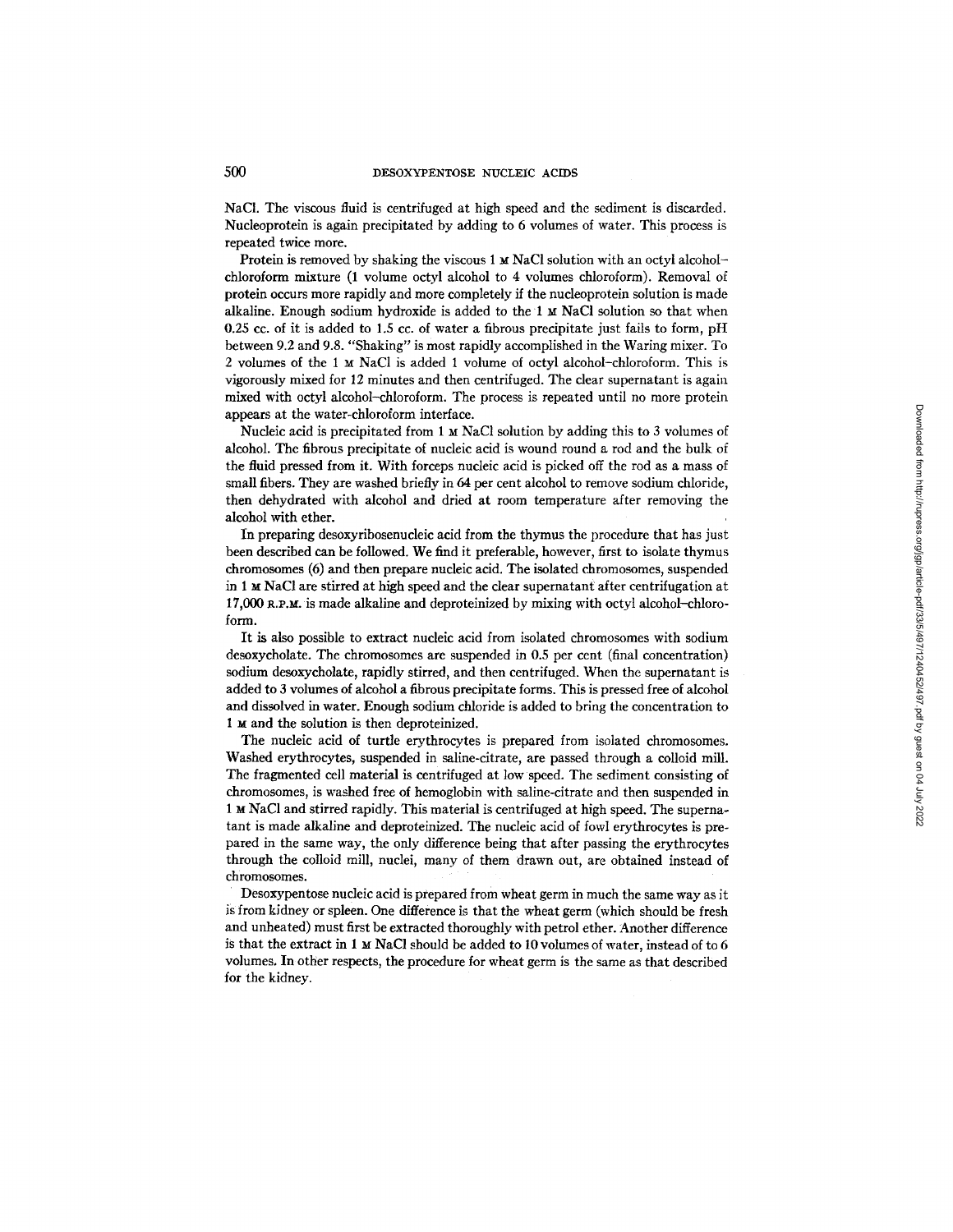NaCl. The viscous fluid is centrifuged at high speed and the sediment is discarded. Nucleoprotein is again precipitated by adding to 6 volumes of water. This process is repeated twice more.

Protein is removed by shaking the viscous 1 M NaCl solution with an octyl alcohol–chloroform mixture (1 volume octyl alcohol to 4 volumes chloroform). Removal of protein occurs more rapidly and more completely if the nucleoprotein solution is made alkaline. Enough sodium hydroxide is added to the 1 M NaCl solution so that when 0.25 cc. of it is added to 1.5 cc. of water a fibrous precipitate just fails to form, pH between 9.2 and 9.8. "Shaking" is most rapidly accomplished in the Waring mixer. To 2 volumes of the 1 M NaCl is added 1 volume of octyl alcohol–chloroform. This is vigorously mixed for 12 minutes and then centrifuged. The clear supernatant is again mixed with octyl alcohol–chloroform. The process is repeated until no more protein appears at the water-chloroform interface.

Nucleic acid is precipitated from 1 M NaCl solution by adding this to 3 volumes of alcohol. The fibrous precipitate of nucleic acid is wound round a rod and the bulk of the fluid pressed from it. With forceps nucleic acid is picked off the rod as a mass of small fibers. They are washed briefly in 64 per cent alcohol to remove sodium chloride, then dehydrated with alcohol and dried at room temperature after removing the alcohol with ether.

In preparing desoxyribosenucleic acid from the thymus the procedure that has just been described can be followed. We find it preferable, however, first to isolate thymus chromosomes (6) and then prepare nucleic acid. The isolated chromosomes, suspended in 1 M NaCl are stirred at high speed and the clear supernatant after centrifugation at 17,000 R.P.M. is made alkaline and deproteinized by mixing with octyl alcohol–chloroform.

It is also possible to extract nucleic acid from isolated chromosomes with sodium desoxycholate. The chromosomes are suspended in 0.5 per cent (final concentration) sodium desoxycholate, rapidly stirred, and then centrifuged. When the supernatant is added to 3 volumes of alcohol a fibrous precipitate forms. This is pressed free of alcohol and dissolved in water. Enough sodium chloride is added to bring the concentration to 1 M and the solution is then deproteinized.

The nucleic acid of turtle erythrocytes is prepared from isolated chromosomes. Washed erythrocytes, suspended in saline-citrate, are passed through a colloid mill. The fragmented cell material is centrifuged at low speed. The sediment consisting of chromosomes, is washed free of hemoglobin with saline-citrate and then suspended in 1 M NaCl and stirred rapidly. This material is centrifuged at high speed. The supernatant is made alkaline and deproteinized. The nucleic acid of fowl erythrocytes is prepared in the same way, the only difference being that after passing the erythrocytes through the colloid mill, nuclei, many of them drawn out, are obtained instead of chromosomes.

Desoxypentose nucleic acid is prepared from wheat germ in much the same way as it is from kidney or spleen. One difference is that the wheat germ (which should be fresh and unheated) must first be extracted thoroughly with petrol ether. Another difference is that the extract in 1 M NaCl should be added to 10 volumes of water, instead of to 6 volumes. In other respects, the procedure for wheat germ is the same as that described for the kidney.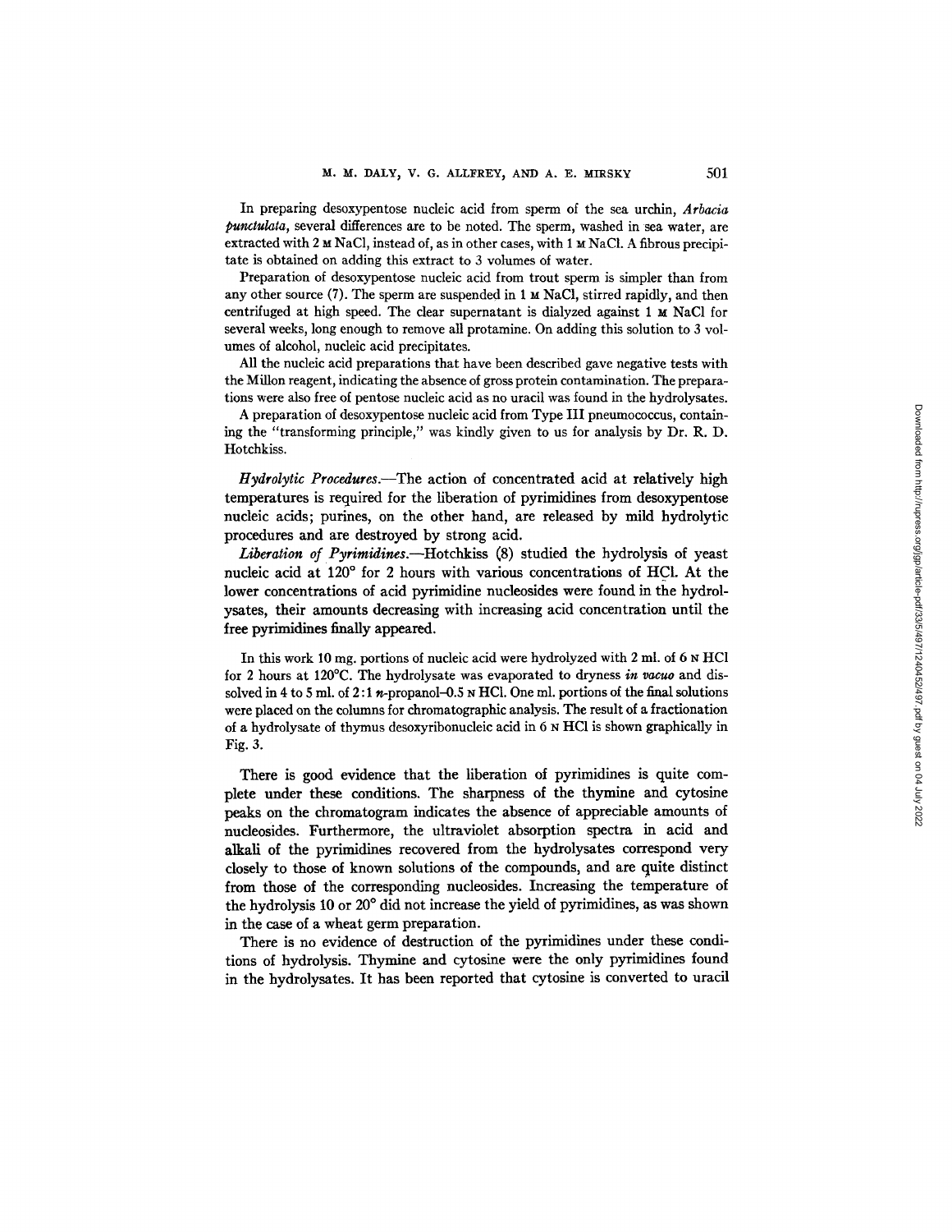In preparing desoxypentose nucleic acid from sperm of the sea urchin, *Arbacia punctulata*, several differences are to be noted. The sperm, washed in sea water, are extracted with 2 M NaCl, instead of, as in other cases, with 1 M NaCl. A fibrous precipitate is obtained on adding this extract to 3 volumes of water.

Preparation of desoxypentose nucleic acid from trout sperm is simpler than from any other source (7). The sperm are suspended in 1 M NaCl, stirred rapidly, and then centrifuged at high speed. The clear supernatant is dialyzed against 1 M NaCl for several weeks, long enough to remove all protamine. On adding this solution to 3 volumes of alcohol, nucleic acid precipitates.

All the nucleic acid preparations that have been described gave negative tests with the Millon reagent, indicating the absence of gross protein contamination. The preparations were also free of pentose nucleic acid as no uracil was found in the hydrolysates.

A preparation of desoxypentose nucleic acid from Type III pneumococcus, containing the "transforming principle," was kindly given to us for analysis by Dr. R. D. Hotchkiss.

*Hydrolytic Procedures.*—The action of concentrated acid at relatively high temperatures is required for the liberation of pyrimidines from desoxypentose nucleic acids; purines, on the other hand, are released by mild hydrolytic procedures and are destroyed by strong acid.

*Liberation of Pyrimidines.*—Hotchkiss (8) studied the hydrolysis of yeast nucleic acid at 120° for 2 hours with various concentrations of HCl. At the lower concentrations of acid pyrimidine nucleosides were found in the hydrolysates, their amounts decreasing with increasing acid concentration until the free pyrimidines finally appeared.

In this work 10 mg. portions of nucleic acid were hydrolyzed with 2 ml. of 6 N HCl for 2 hours at 120°C. The hydrolysate was evaporated to dryness *in vacuo* and dissolved in 4 to 5 ml. of 2:1 *n*-propanol–0.5 N HCl. One ml. portions of the final solutions were placed on the columns for chromatographic analysis. The result of a fractionation of a hydrolysate of thymus desoxyribonucleic acid in 6 N HCl is shown graphically in Fig. 3.

There is good evidence that the liberation of pyrimidines is quite complete under these conditions. The sharpness of the thymine and cytosine peaks on the chromatogram indicates the absence of appreciable amounts of nucleosides. Furthermore, the ultraviolet absorption spectra in acid and alkali of the pyrimidines recovered from the hydrolysates correspond very closely to those of known solutions of the compounds, and are quite distinct from those of the corresponding nucleosides. Increasing the temperature of the hydrolysis 10 or 20° did not increase the yield of pyrimidines, as was shown in the case of a wheat germ preparation.

There is no evidence of destruction of the pyrimidines under these conditions of hydrolysis. Thymine and cytosine were the only pyrimidines found in the hydrolysates. It has been reported that cytosine is converted to uracil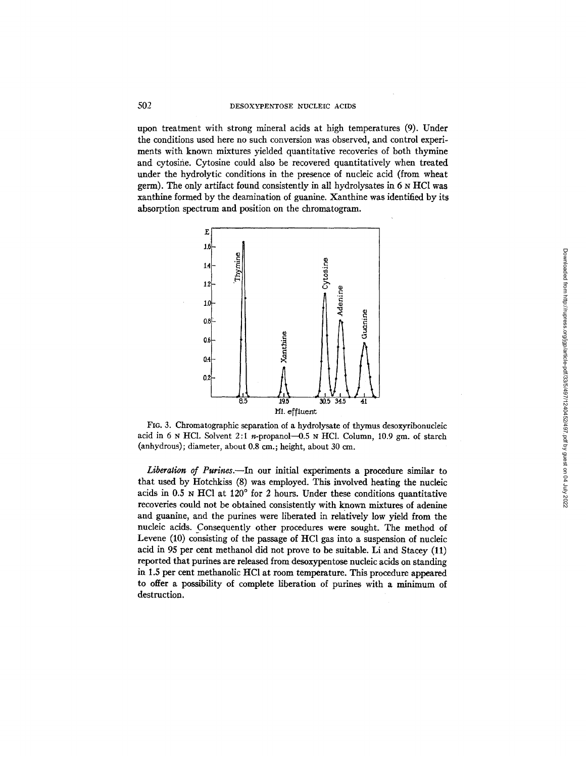upon treatment with strong mineral acids at high temperatures (9). Under the conditions used here no such conversion was observed, and control experiments with known mixtures yielded quantitative recoveries of both thymine and cytosine. Cytosine could also be recovered quantitatively when treated under the hydrolytic conditions in the presence of nucleic acid (from wheat germ). The only artifact found consistently in all hydrolysates in 6 N HCl was xanthine formed by the deamination of guanine. Xanthine was identified by its absorption spectrum and position on the chromatogram.

FIG. 3. Chromatographic separation of a hydrolysate of thymus desoxyribonucleic acid in 6 N HCl. Solvent 2:1 *n*-propanol—0.5 N HCl. Column, 10.9 gm. of starch (anhydrous); diameter, about 0.8 cm.; height, about 30 cm.

*Liberation of Purines.*—In our initial experiments a procedure similar to that used by Hotchkiss (8) was employed. This involved heating the nucleic acids in 0.5 N HCl at 120° for 2 hours. Under these conditions quantitative recoveries could not be obtained consistently with known mixtures of adenine and guanine, and the purines were liberated in relatively low yield from the nucleic acids. Consequently other procedures were sought. The method of Levene (10) consisting of the passage of HCl gas into a suspension of nucleic acid in 95 per cent methanol did not prove to be suitable. Li and Stacey (11) reported that purines are released from desoxypentose nucleic acids on standing in 1.5 per cent methanolic HCl at room temperature. This procedure appeared to offer a possibility of complete liberation of purines with a minimum of destruction.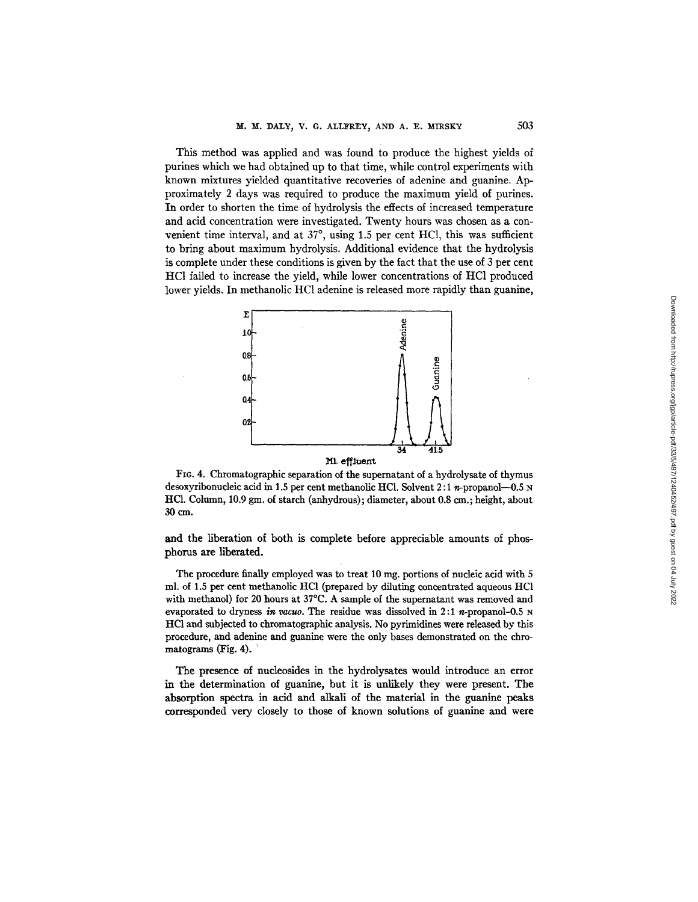This method was applied and was found to produce the highest yields of purines which we had obtained up to that time, while control experiments with known mixtures yielded quantitative recoveries of adenine and guanine. Approximately 2 days was required to produce the maximum yield of purines. In order to shorten the time of hydrolysis the effects of increased temperature and acid concentration were investigated. Twenty hours was chosen as a convenient time interval, and at 37°, using 1.5 per cent HCl, this was sufficient to bring about maximum hydrolysis. Additional evidence that the hydrolysis is complete under these conditions is given by the fact that the use of 3 per cent HCl failed to increase the yield, while lower concentrations of HCl produced lower yields. In methanolic HCl adenine is released more rapidly than guanine, and the liberation of both is complete before appreciable amounts of phosphorus are liberated.

FIG. 4. Chromatographic separation of the supernatant of a hydrolysate of thymus desoxyribonucleic acid in 1.5 per cent methanolic HCl. Solvent 2:1 *n*-propanol—0.5 N HCl. Column, 10.9 gm. of starch (anhydrous); diameter, about 0.8 cm.; height, about 30 cm.

The procedure finally employed was to treat 10 mg. portions of nucleic acid with 5 ml. of 1.5 per cent methanolic HCl (prepared by diluting concentrated aqueous HCl with methanol) for 20 hours at 37°C. A sample of the supernatant was removed and evaporated to dryness *in vacuo*. The residue was dissolved in 2:1 *n*-propanol-0.5 N HCl and subjected to chromatographic analysis. No pyrimidines were released by this procedure, and adenine and guanine were the only bases demonstrated on the chromatograms (Fig. 4).

The presence of nucleosides in the hydrolysates would introduce an error in the determination of guanine, but it is unlikely they were present. The absorption spectra in acid and alkali of the material in the guanine peaks corresponded very closely to those of known solutions of guanine and were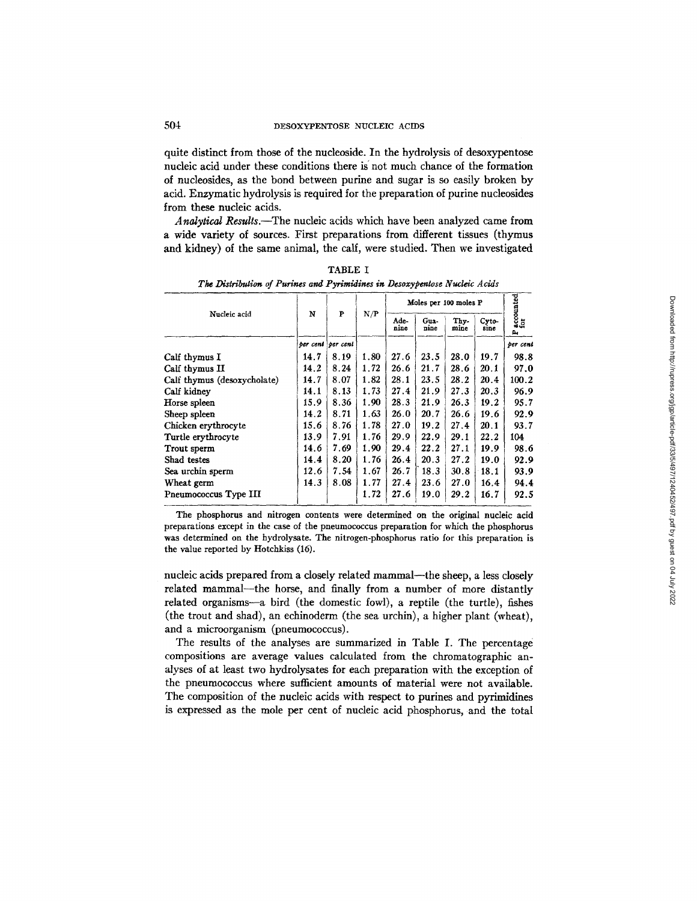quite distinct from those of the nucleoside. In the hydrolysis of desoxypentose nucleic acid under these conditions there is not much chance of the formation of nucleosides, as the bond between purine and sugar is so easily broken by acid. Enzymatic hydrolysis is required for the preparation of purine nucleosides from these nucleic acids.

*Analytical Results*.—The nucleic acids which have been analyzed came from a wide variety of sources. First preparations from different tissues (thymus and kidney) of the same animal, the calf, were studied. Then we investigated nucleic acids prepared from a closely related mammal—the sheep, a less closely related mammal—the horse, and finally from a number of more distantly related organisms—a bird (the domestic fowl), a reptile (the turtle), fishes (the trout and shad), an echinoderm (the sea urchin), a higher plant (wheat), and a microorganism (pneumococcus).

TABLE I

*The Distribution of Purines and Pyrimidines in Desoxypentose Nucleic Acids*

| Nucleic acid | N | P | N/P | Moles per 100 moles P | | | | P accounted for |
|---|---|---|---|---|---|---|---|---|
| | | | | Adenine | Guanine | Thymine | Cytosine | |
| | *per cent* | *per cent* | | | | | | *per cent* |
| Calf thymus I | 14.7 | 8.19 | 1.80 | 27.6 | 23.5 | 28.0 | 19.7 | 98.8 |
| Calf thymus II | 14.2 | 8.24 | 1.72 | 26.6 | 21.7 | 28.6 | 20.1 | 97.0 |
| Calf thymus (desoxycholate) | 14.7 | 8.07 | 1.82 | 28.1 | 23.5 | 28.2 | 20.4 | 100.2 |
| Calf kidney | 14.1 | 8.13 | 1.73 | 27.4 | 21.9 | 27.3 | 20.3 | 96.9 |
| Horse spleen | 15.9 | 8.36 | 1.90 | 28.3 | 21.9 | 26.3 | 19.2 | 95.7 |
| Sheep spleen | 14.2 | 8.71 | 1.63 | 26.0 | 20.7 | 26.6 | 19.6 | 92.9 |
| Chicken erythrocyte | 15.6 | 8.76 | 1.78 | 27.0 | 19.2 | 27.4 | 20.1 | 93.7 |
| Turtle erythrocyte | 13.9 | 7.91 | 1.76 | 29.9 | 22.9 | 29.1 | 22.2 | 104 |
| Trout sperm | 14.6 | 7.69 | 1.90 | 29.4 | 22.2 | 27.1 | 19.9 | 98.6 |
| Shad testes | 14.4 | 8.20 | 1.76 | 26.4 | 20.3 | 27.2 | 19.0 | 92.9 |
| Sea urchin sperm | 12.6 | 7.54 | 1.67 | 26.7 | 18.3 | 30.8 | 18.1 | 93.9 |
| Wheat germ | 14.3 | 8.08 | 1.77 | 27.4 | 23.6 | 27.0 | 16.4 | 94.4 |
| Pneumococcus Type III | | | 1.72 | 27.6 | 19.0 | 29.2 | 16.7 | 92.5 |

The phosphorus and nitrogen contents were determined on the original nucleic acid preparations except in the case of the pneumococcus preparation for which the phosphorus was determined on the hydrolysate. The nitrogen-phosphorus ratio for this preparation is the value reported by Hotchkiss (16).

The results of the analyses are summarized in Table I. The percentage compositions are average values calculated from the chromatographic analyses of at least two hydrolysates for each preparation with the exception of the pneumococcus where sufficient amounts of material were not available. The composition of the nucleic acids with respect to purines and pyrimidines is expressed as the mole per cent of nucleic acid phosphorus, and the total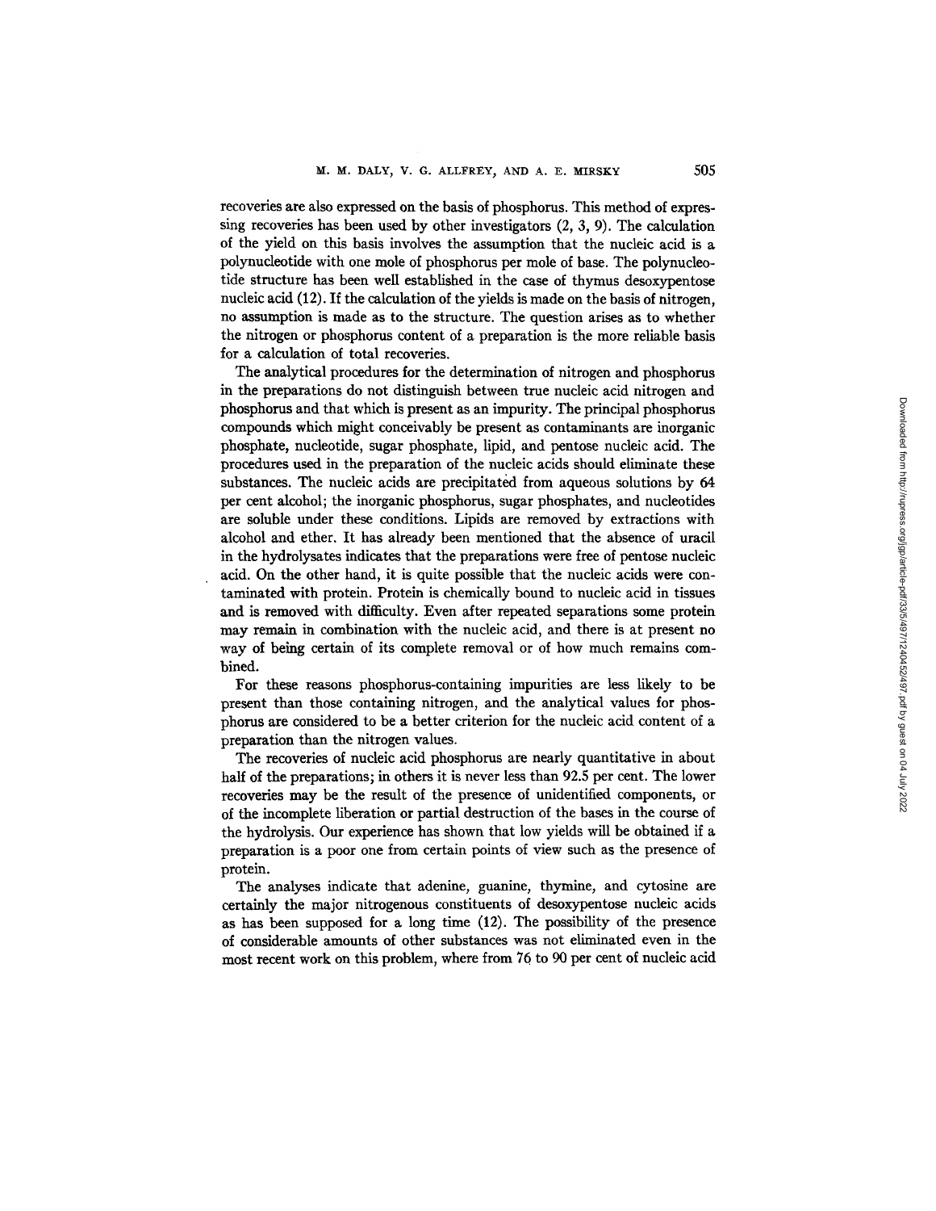recoveries are also expressed on the basis of phosphorus. This method of expressing recoveries has been used by other investigators (2, 3, 9). The calculation of the yield on this basis involves the assumption that the nucleic acid is a polynucleotide with one mole of phosphorus per mole of base. The polynucleotide structure has been well established in the case of thymus desoxypentose nucleic acid (12). If the calculation of the yields is made on the basis of nitrogen, no assumption is made as to the structure. The question arises as to whether the nitrogen or phosphorus content of a preparation is the more reliable basis for a calculation of total recoveries.

The analytical procedures for the determination of nitrogen and phosphorus in the preparations do not distinguish between true nucleic acid nitrogen and phosphorus and that which is present as an impurity. The principal phosphorus compounds which might conceivably be present as contaminants are inorganic phosphate, nucleotide, sugar phosphate, lipid, and pentose nucleic acid. The procedures used in the preparation of the nucleic acids should eliminate these substances. The nucleic acids are precipitated from aqueous solutions by 64 per cent alcohol; the inorganic phosphorus, sugar phosphates, and nucleotides are soluble under these conditions. Lipids are removed by extractions with alcohol and ether. It has already been mentioned that the absence of uracil in the hydrolysates indicates that the preparations were free of pentose nucleic acid. On the other hand, it is quite possible that the nucleic acids were contaminated with protein. Protein is chemically bound to nucleic acid in tissues and is removed with difficulty. Even after repeated separations some protein may remain in combination with the nucleic acid, and there is at present no way of being certain of its complete removal or of how much remains combined.

For these reasons phosphorus-containing impurities are less likely to be present than those containing nitrogen, and the analytical values for phosphorus are considered to be a better criterion for the nucleic acid content of a preparation than the nitrogen values.

The recoveries of nucleic acid phosphorus are nearly quantitative in about half of the preparations; in others it is never less than 92.5 per cent. The lower recoveries may be the result of the presence of unidentified components, or of the incomplete liberation or partial destruction of the bases in the course of the hydrolysis. Our experience has shown that low yields will be obtained if a preparation is a poor one from certain points of view such as the presence of protein.

The analyses indicate that adenine, guanine, thymine, and cytosine are certainly the major nitrogenous constituents of desoxypentose nucleic acids as has been supposed for a long time (12). The possibility of the presence of considerable amounts of other substances was not eliminated even in the most recent work on this problem, where from 76 to 90 per cent of nucleic acid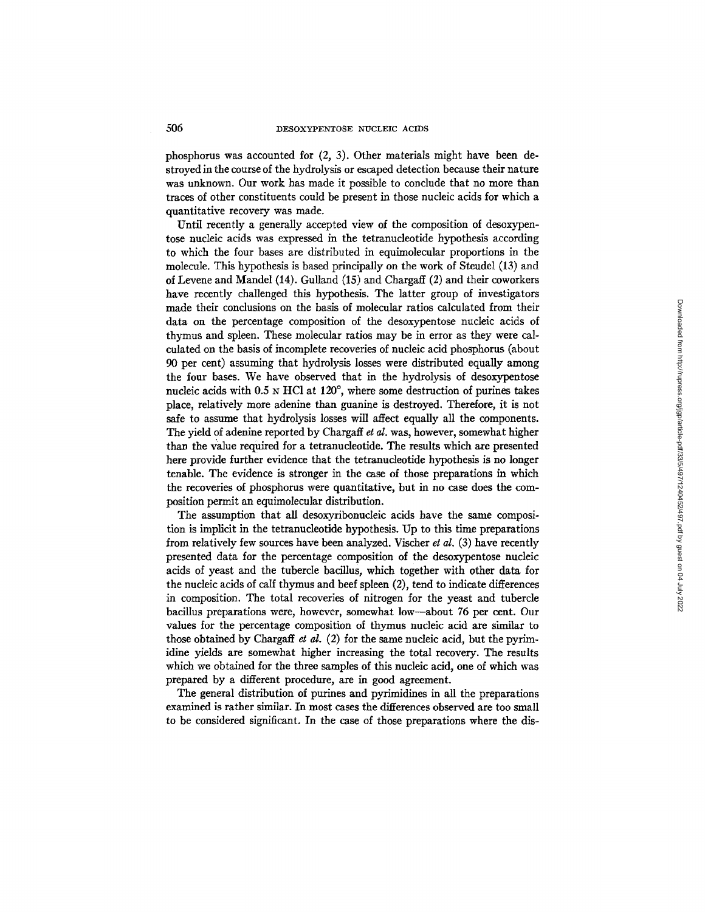phosphorus was accounted for (2, 3). Other materials might have been destroyed in the course of the hydrolysis or escaped detection because their nature was unknown. Our work has made it possible to conclude that no more than traces of other constituents could be present in those nucleic acids for which a quantitative recovery was made.

Until recently a generally accepted view of the composition of desoxypentose nucleic acids was expressed in the tetranucleotide hypothesis according to which the four bases are distributed in equimolecular proportions in the molecule. This hypothesis is based principally on the work of Steudel (13) and of Levene and Mandel (14). Gulland (15) and Chargaff (2) and their coworkers have recently challenged this hypothesis. The latter group of investigators made their conclusions on the basis of molecular ratios calculated from their data on the percentage composition of the desoxypentose nucleic acids of thymus and spleen. These molecular ratios may be in error as they were calculated on the basis of incomplete recoveries of nucleic acid phosphorus (about 90 per cent) assuming that hydrolysis losses were distributed equally among the four bases. We have observed that in the hydrolysis of desoxypentose nucleic acids with 0.5 N HCl at 120°, where some destruction of purines takes place, relatively more adenine than guanine is destroyed. Therefore, it is not safe to assume that hydrolysis losses will affect equally all the components. The yield of adenine reported by Chargaff *et al.* was, however, somewhat higher than the value required for a tetranucleotide. The results which are presented here provide further evidence that the tetranucleotide hypothesis is no longer tenable. The evidence is stronger in the case of those preparations in which the recoveries of phosphorus were quantitative, but in no case does the composition permit an equimolecular distribution.

The assumption that all desoxyribonucleic acids have the same composition is implicit in the tetranucleotide hypothesis. Up to this time preparations from relatively few sources have been analyzed. Vischer *et al.* (3) have recently presented data for the percentage composition of the desoxypentose nucleic acids of yeast and the tubercle bacillus, which together with other data for the nucleic acids of calf thymus and beef spleen (2), tend to indicate differences in composition. The total recoveries of nitrogen for the yeast and tubercle bacillus preparations were, however, somewhat low—about 76 per cent. Our values for the percentage composition of thymus nucleic acid are similar to those obtained by Chargaff *et al.* (2) for the same nucleic acid, but the pyrimidine yields are somewhat higher increasing the total recovery. The results which we obtained for the three samples of this nucleic acid, one of which was prepared by a different procedure, are in good agreement.

The general distribution of purines and pyrimidines in all the preparations examined is rather similar. In most cases the differences observed are too small to be considered significant. In the case of those preparations where the dis-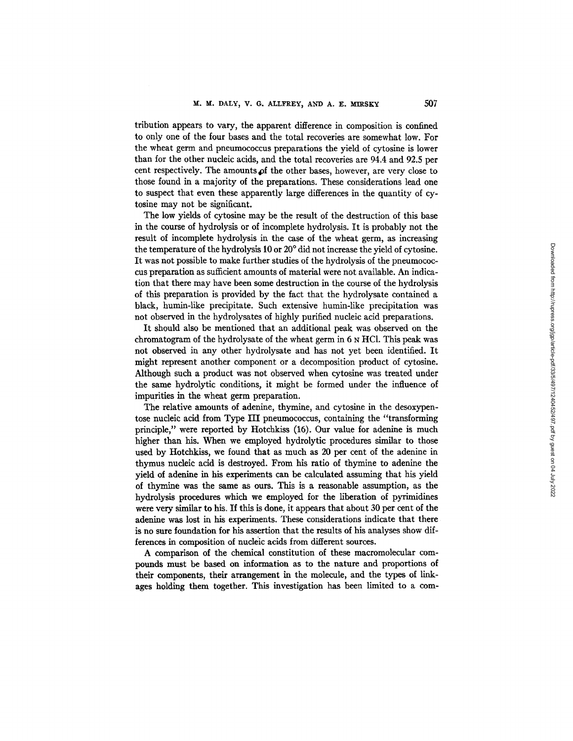tribution appears to vary, the apparent difference in composition is confined to only one of the four bases and the total recoveries are somewhat low. For the wheat germ and pneumococcus preparations the yield of cytosine is lower than for the other nucleic acids, and the total recoveries are 94.4 and 92.5 per cent respectively. The amounts of the other bases, however, are very close to those found in a majority of the preparations. These considerations lead one to suspect that even these apparently large differences in the quantity of cytosine may not be significant.

The low yields of cytosine may be the result of the destruction of this base in the course of hydrolysis or of incomplete hydrolysis. It is probably not the result of incomplete hydrolysis in the case of the wheat germ, as increasing the temperature of the hydrolysis 10 or 20° did not increase the yield of cytosine. It was not possible to make further studies of the hydrolysis of the pneumococcus preparation as sufficient amounts of material were not available. An indication that there may have been some destruction in the course of the hydrolysis of this preparation is provided by the fact that the hydrolysate contained a black, humin-like precipitate. Such extensive humin-like precipitation was not observed in the hydrolysates of highly purified nucleic acid preparations.

It should also be mentioned that an additional peak was observed on the chromatogram of the hydrolysate of the wheat germ in 6 N HCl. This peak was not observed in any other hydrolysate and has not yet been identified. It might represent another component or a decomposition product of cytosine. Although such a product was not observed when cytosine was treated under the same hydrolytic conditions, it might be formed under the influence of impurities in the wheat germ preparation.

The relative amounts of adenine, thymine, and cytosine in the desoxypentose nucleic acid from Type III pneumococcus, containing the "transforming principle," were reported by Hotchkiss (16). Our value for adenine is much higher than his. When we employed hydrolytic procedures similar to those used by Hotchkiss, we found that as much as 20 per cent of the adenine in thymus nucleic acid is destroyed. From his ratio of thymine to adenine the yield of adenine in his experiments can be calculated assuming that his yield of thymine was the same as ours. This is a reasonable assumption, as the hydrolysis procedures which we employed for the liberation of pyrimidines were very similar to his. If this is done, it appears that about 30 per cent of the adenine was lost in his experiments. These considerations indicate that there is no sure foundation for his assertion that the results of his analyses show differences in composition of nucleic acids from different sources.

A comparison of the chemical constitution of these macromolecular compounds must be based on information as to the nature and proportions of their components, their arrangement in the molecule, and the types of linkages holding them together. This investigation has been limited to a com-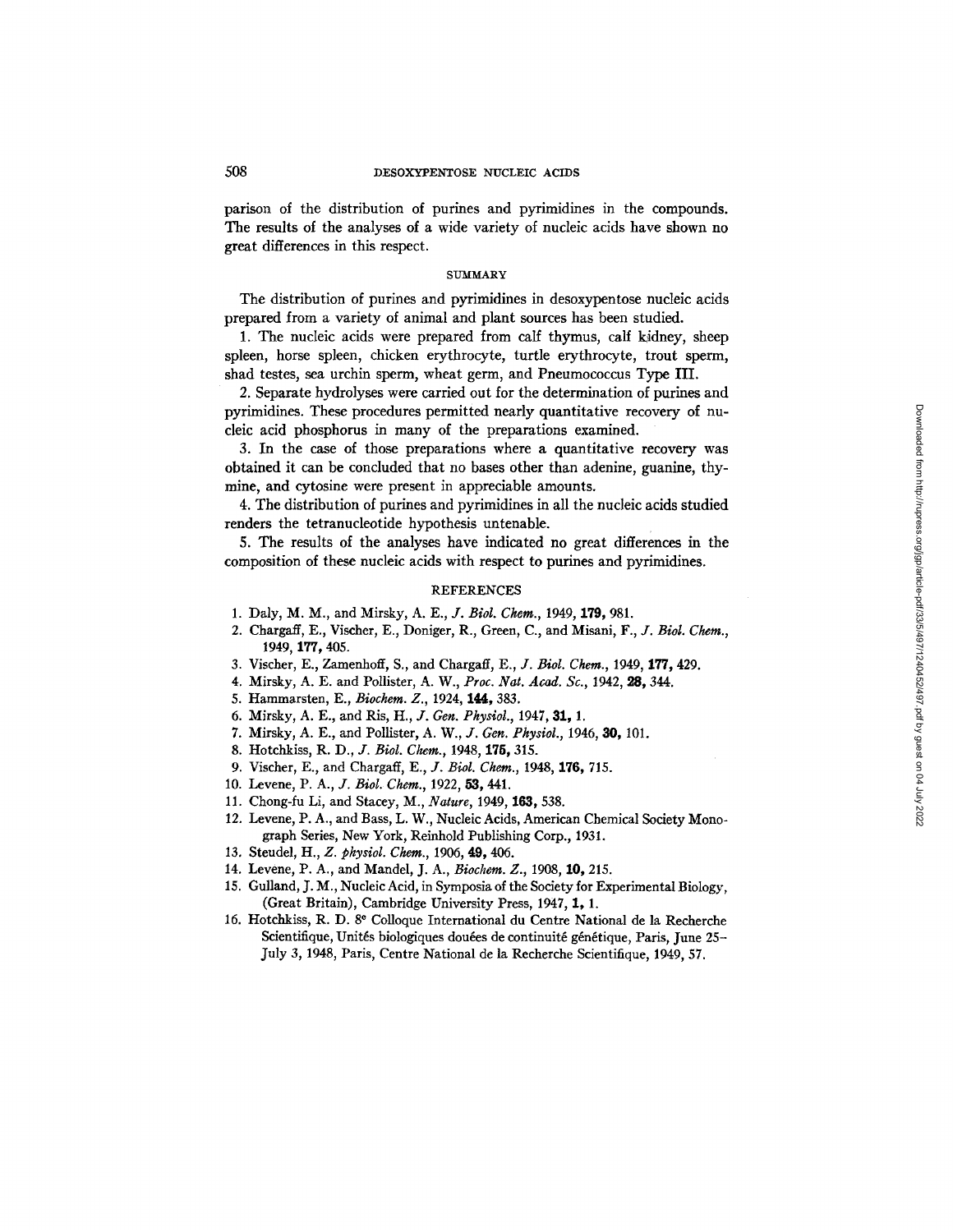parison of the distribution of purines and pyrimidines in the compounds. The results of the analyses of a wide variety of nucleic acids have shown no great differences in this respect.

## SUMMARY

The distribution of purines and pyrimidines in desoxypentose nucleic acids prepared from a variety of animal and plant sources has been studied.

1. The nucleic acids were prepared from calf thymus, calf kidney, sheep spleen, horse spleen, chicken erythrocyte, turtle erythrocyte, trout sperm, shad testes, sea urchin sperm, wheat germ, and Pneumococcus Type III.

2. Separate hydrolyses were carried out for the determination of purines and pyrimidines. These procedures permitted nearly quantitative recovery of nucleic acid phosphorus in many of the preparations examined.

3. In the case of those preparations where a quantitative recovery was obtained it can be concluded that no bases other than adenine, guanine, thymine, and cytosine were present in appreciable amounts.

4. The distribution of purines and pyrimidines in all the nucleic acids studied renders the tetranucleotide hypothesis untenable.

5. The results of the analyses have indicated no great differences in the composition of these nucleic acids with respect to purines and pyrimidines.

## REFERENCES

1. Daly, M. M., and Mirsky, A. E., *J. Biol. Chem.*, 1949, **179,** 981.
2. Chargaff, E., Vischer, E., Doniger, R., Green, C., and Misani, F., *J. Biol. Chem.*, 1949, **177,** 405.
3. Vischer, E., Zamenhoff, S., and Chargaff, E., *J. Biol. Chem.*, 1949, **177,** 429.
4. Mirsky, A. E. and Pollister, A. W., *Proc. Nat. Acad. Sc.*, 1942, **28,** 344.
5. Hammarsten, E., *Biochem. Z.*, 1924, **144,** 383.
6. Mirsky, A. E., and Ris, H., *J. Gen. Physiol.*, 1947, **31,** 1.
7. Mirsky, A. E., and Pollister, A. W., *J. Gen. Physiol.*, 1946, **30,** 101.
8. Hotchkiss, R. D., *J. Biol. Chem.*, 1948, **175,** 315.
9. Vischer, E., and Chargaff, E., *J. Biol. Chem.*, 1948, **176,** 715.
10. Levene, P. A., *J. Biol. Chem.*, 1922, **53,** 441.
11. Chong-fu Li, and Stacey, M., *Nature*, 1949, **163,** 538.
12. Levene, P. A., and Bass, L. W., Nucleic Acids, American Chemical Society Monograph Series, New York, Reinhold Publishing Corp., 1931.
13. Steudel, H., *Z. physiol. Chem.*, 1906, **49,** 406.
14. Levene, P. A., and Mandel, J. A., *Biochem. Z.*, 1908, **10,** 215.
15. Gulland, J. M., Nucleic Acid, in Symposia of the Society for Experimental Biology, (Great Britain), Cambridge University Press, 1947, **1,** 1.
16. Hotchkiss, R. D. 8e Colloque International du Centre National de la Recherche Scientifique, Unités biologiques douées de continuité génétique, Paris, June 25–July 3, 1948, Paris, Centre National de la Recherche Scientifique, 1949, 57.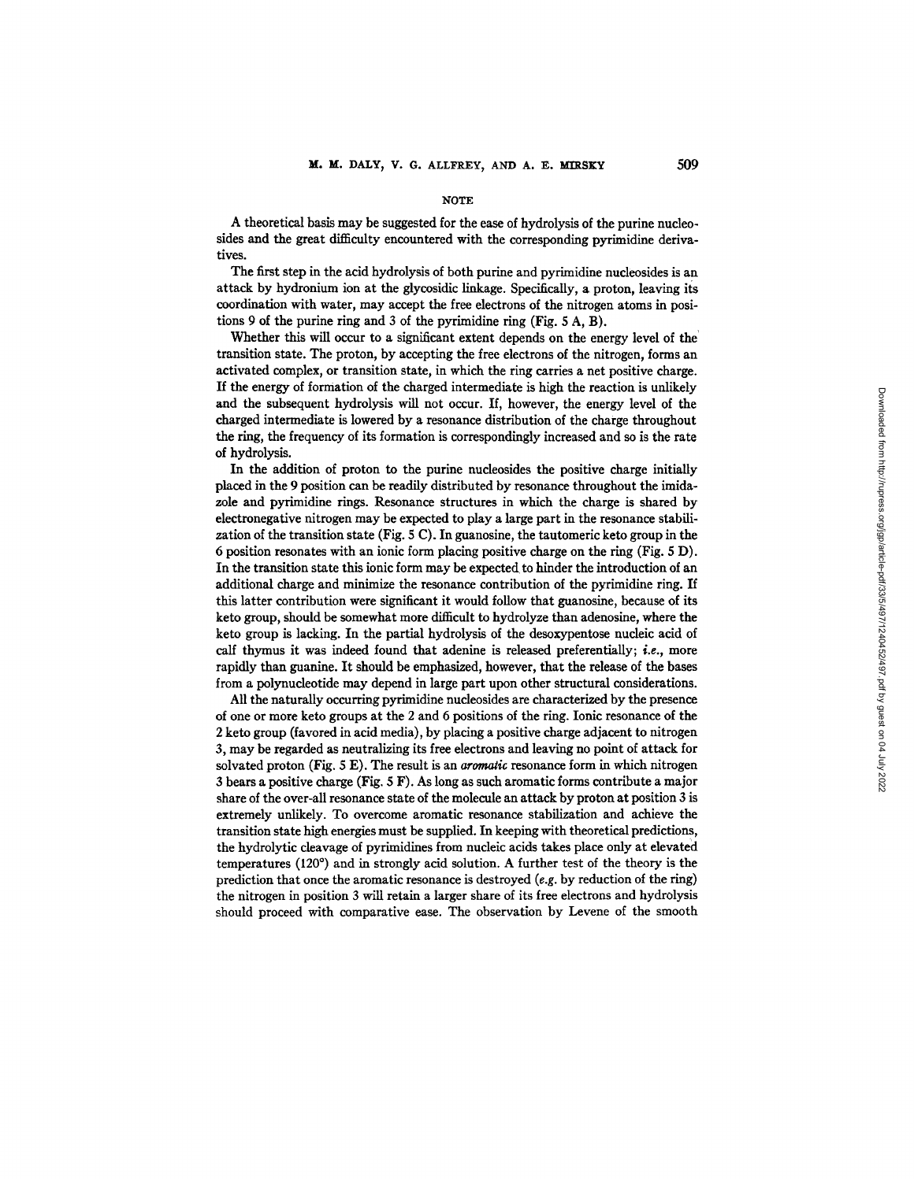## NOTE

A theoretical basis may be suggested for the ease of hydrolysis of the purine nucleosides and the great difficulty encountered with the corresponding pyrimidine derivatives.

The first step in the acid hydrolysis of both purine and pyrimidine nucleosides is an attack by hydronium ion at the glycosidic linkage. Specifically, a proton, leaving its coordination with water, may accept the free electrons of the nitrogen atoms in positions 9 of the purine ring and 3 of the pyrimidine ring (Fig. 5 A, B).

Whether this will occur to a significant extent depends on the energy level of the transition state. The proton, by accepting the free electrons of the nitrogen, forms an activated complex, or transition state, in which the ring carries a net positive charge. If the energy of formation of the charged intermediate is high the reaction is unlikely and the subsequent hydrolysis will not occur. If, however, the energy level of the charged intermediate is lowered by a resonance distribution of the charge throughout the ring, the frequency of its formation is correspondingly increased and so is the rate of hydrolysis.

In the addition of proton to the purine nucleosides the positive charge initially placed in the 9 position can be readily distributed by resonance throughout the imidazole and pyrimidine rings. Resonance structures in which the charge is shared by electronegative nitrogen may be expected to play a large part in the resonance stabilization of the transition state (Fig. 5 C). In guanosine, the tautomeric keto group in the 6 position resonates with an ionic form placing positive charge on the ring (Fig. 5 D). In the transition state this ionic form may be expected to hinder the introduction of an additional charge and minimize the resonance contribution of the pyrimidine ring. If this latter contribution were significant it would follow that guanosine, because of its keto group, should be somewhat more difficult to hydrolyze than adenosine, where the keto group is lacking. In the partial hydrolysis of the desoxypentose nucleic acid of calf thymus it was indeed found that adenine is released preferentially; *i.e.*, more rapidly than guanine. It should be emphasized, however, that the release of the bases from a polynucleotide may depend in large part upon other structural considerations.

All the naturally occurring pyrimidine nucleosides are characterized by the presence of one or more keto groups at the 2 and 6 positions of the ring. Ionic resonance of the 2 keto group (favored in acid media), by placing a positive charge adjacent to nitrogen 3, may be regarded as neutralizing its free electrons and leaving no point of attack for solvated proton (Fig. 5 E). The result is an *aromatic* resonance form in which nitrogen 3 bears a positive charge (Fig. 5 F). As long as such aromatic forms contribute a major share of the over-all resonance state of the molecule an attack by proton at position 3 is extremely unlikely. To overcome aromatic resonance stabilization and achieve the transition state high energies must be supplied. In keeping with theoretical predictions, the hydrolytic cleavage of pyrimidines from nucleic acids takes place only at elevated temperatures (120°) and in strongly acid solution. A further test of the theory is the prediction that once the aromatic resonance is destroyed (*e.g.* by reduction of the ring) the nitrogen in position 3 will retain a larger share of its free electrons and hydrolysis should proceed with comparative ease. The observation by Levene of the smooth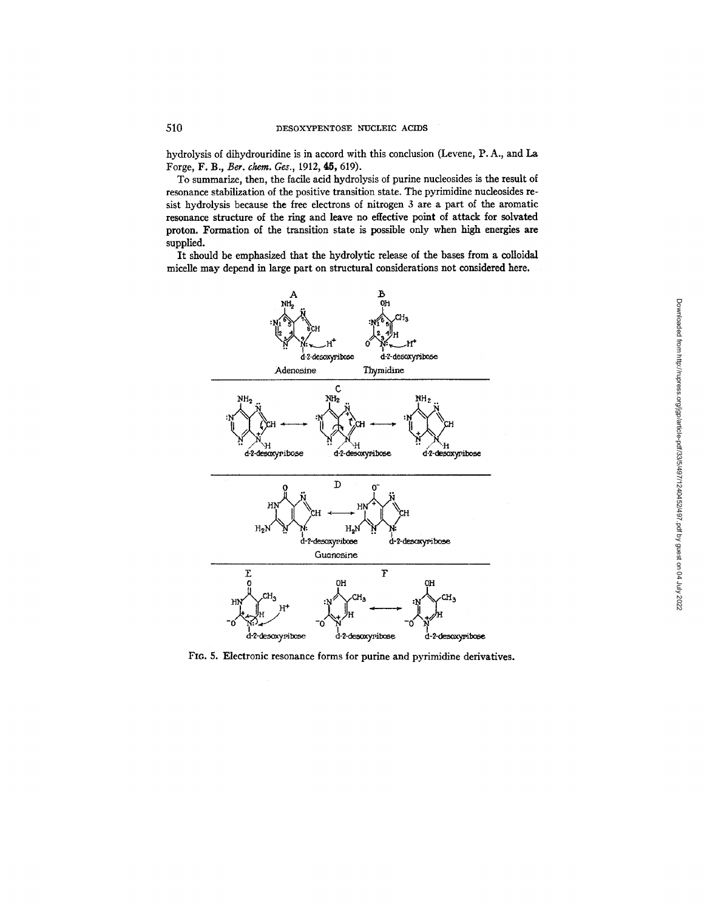hydrolysis of dihydrouridine is in accord with this conclusion (Levene, P. A., and La Forge, F. B., *Ber. chem. Ges.*, 1912, **45**, 619).

To summarize, then, the facile acid hydrolysis of purine nucleosides is the result of resonance stabilization of the positive transition state. The pyrimidine nucleosides resist hydrolysis because the free electrons of nitrogen 3 are a part of the aromatic resonance structure of the ring and leave no effective point of attack for solvated proton. Formation of the transition state is possible only when high energies are supplied.

It should be emphasized that the hydrolytic release of the bases from a colloidal micelle may depend in large part on structural considerations not considered here.

A

Adenosine

B

Thymidine

C

D

Guanosine

E

F

d-2-desoxyribose

FIG. 5. Electronic resonance forms for purine and pyrimidine derivatives.